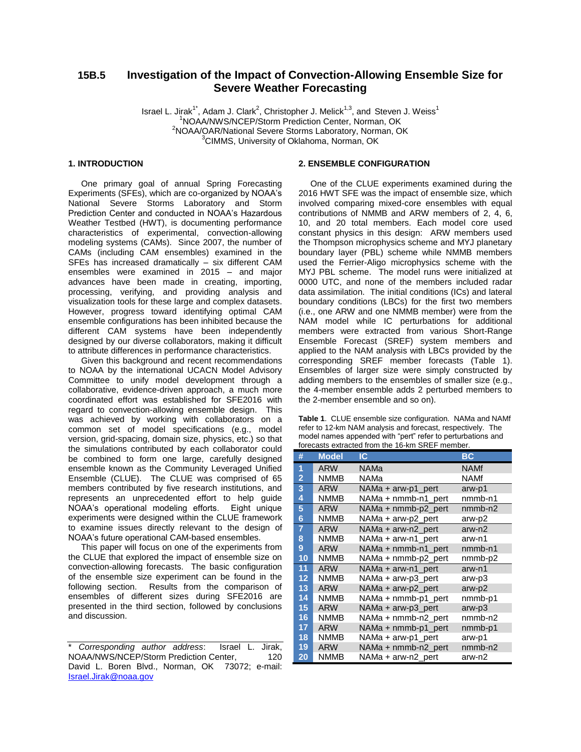# 15B.5 Investigation of the Impact of Convection-Allowing Ensemble Size for Severe Weather Forecasting

Israel L. Jirak[1*], Adam J. Clark[2], Christopher J. Melick[1,3], and Steven J. Weiss[1]
[1]NOAA/NWS/NCEP/Storm Prediction Center, Norman, OK
[2]NOAA/OAR/National Severe Storms Laboratory, Norman, OK
[3]CIMMS, University of Oklahoma, Norman, OK

## 1. INTRODUCTION

One primary goal of annual Spring Forecasting Experiments (SFEs), which are co-organized by NOAA's National Severe Storms Laboratory and Storm Prediction Center and conducted in NOAA's Hazardous Weather Testbed (HWT), is documenting performance characteristics of experimental, convection-allowing modeling systems (CAMs). Since 2007, the number of CAMs (including CAM ensembles) examined in the SFEs has increased dramatically – six different CAM ensembles were examined in 2015 – and major advances have been made in creating, importing, processing, verifying, and providing analysis and visualization tools for these large and complex datasets. However, progress toward identifying optimal CAM ensemble configurations has been inhibited because the different CAM systems have been independently designed by our diverse collaborators, making it difficult to attribute differences in performance characteristics.

Given this background and recent recommendations to NOAA by the international UCACN Model Advisory Committee to unify model development through a collaborative, evidence-driven approach, a much more coordinated effort was established for SFE2016 with regard to convection-allowing ensemble design. This was achieved by working with collaborators on a common set of model specifications (e.g., model version, grid-spacing, domain size, physics, etc.) so that the simulations contributed by each collaborator could be combined to form one large, carefully designed ensemble known as the Community Leveraged Unified Ensemble (CLUE). The CLUE was comprised of 65 members contributed by five research institutions, and represents an unprecedented effort to help guide NOAA's operational modeling efforts. Eight unique experiments were designed within the CLUE framework to examine issues directly relevant to the design of NOAA's future operational CAM-based ensembles.

This paper will focus on one of the experiments from the CLUE that explored the impact of ensemble size on convection-allowing forecasts. The basic configuration of the ensemble size experiment can be found in the following section. Results from the comparison of ensembles of different sizes during SFE2016 are presented in the third section, followed by conclusions and discussion.

## 2. ENSEMBLE CONFIGURATION

One of the CLUE experiments examined during the 2016 HWT SFE was the impact of ensemble size, which involved comparing mixed-core ensembles with equal contributions of NMMB and ARW members of 2, 4, 6, 10, and 20 total members. Each model core used constant physics in this design: ARW members used the Thompson microphysics scheme and MYJ planetary boundary layer (PBL) scheme while NMMB members used the Ferrier-Aligo microphysics scheme with the MYJ PBL scheme. The model runs were initialized at 0000 UTC, and none of the members included radar data assimilation. The initial conditions (ICs) and lateral boundary conditions (LBCs) for the first two members (i.e., one ARW and one NMMB member) were from the NAM model while IC perturbations for additional members were extracted from various Short-Range Ensemble Forecast (SREF) system members and applied to the NAM analysis with LBCs provided by the corresponding SREF member forecasts (Table 1). Ensembles of larger size were simply constructed by adding members to the ensembles of smaller size (e.g., the 4-member ensemble adds 2 perturbed members to the 2-member ensemble and so on).

**Table 1**. CLUE ensemble size configuration. NAMa and NAMf refer to 12-km NAM analysis and forecast, respectively. The model names appended with "pert" refer to perturbations and forecasts extracted from the 16-km SREF member.

| # | Model | IC | BC |
|---|---|---|---|
| 1 | ARW | NAMa | NAMf |
| 2 | NMMB | NAMa | NAMf |
| 3 | ARW | NAMa + arw-p1_pert | arw-p1 |
| 4 | NMMB | NAMa + nmmb-n1_pert | nmmb-n1 |
| 5 | ARW | NAMa + nmmb-p2_pert | nmmb-n2 |
| 6 | NMMB | NAMa + arw-p2_pert | arw-p2 |
| 7 | ARW | NAMa + arw-n2_pert | arw-n2 |
| 8 | NMMB | NAMa + arw-n1_pert | arw-n1 |
| 9 | ARW | NAMa + nmmb-n1_pert | nmmb-n1 |
| 10 | NMMB | NAMa + nmmb-p2_pert | nmmb-p2 |
| 11 | ARW | NAMa + arw-n1_pert | arw-n1 |
| 12 | NMMB | NAMa + arw-p3_pert | arw-p3 |
| 13 | ARW | NAMa + arw-p2_pert | arw-p2 |
| 14 | NMMB | NAMa + nmmb-p1_pert | nmmb-p1 |
| 15 | ARW | NAMa + arw-p3_pert | arw-p3 |
| 16 | NMMB | NAMa + nmmb-n2_pert | nmmb-n2 |
| 17 | ARW | NAMa + nmmb-p1_pert | nmmb-p1 |
| 18 | NMMB | NAMa + arw-p1_pert | arw-p1 |
| 19 | ARW | NAMa + nmmb-n2_pert | nmmb-n2 |
| 20 | NMMB | NAMa + arw-n2_pert | arw-n2 |

\* *Corresponding author address*: Israel L. Jirak, NOAA/NWS/NCEP/Storm Prediction Center, 120 David L. Boren Blvd., Norman, OK 73072; e-mail: Israel.Jirak@noaa.gov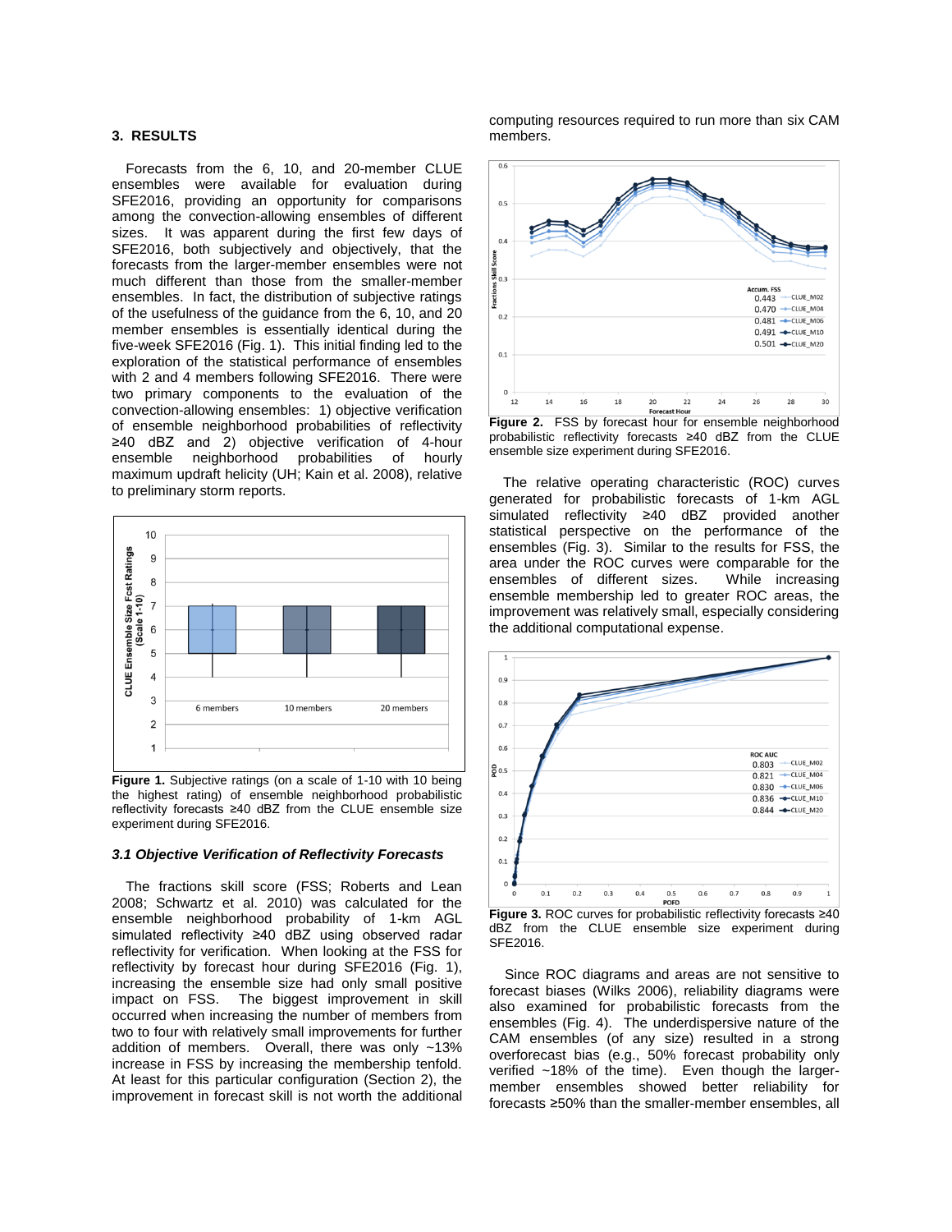## 3. RESULTS

Forecasts from the 6, 10, and 20-member CLUE ensembles were available for evaluation during SFE2016, providing an opportunity for comparisons among the convection-allowing ensembles of different sizes. It was apparent during the first few days of SFE2016, both subjectively and objectively, that the forecasts from the larger-member ensembles were not much different than those from the smaller-member ensembles. In fact, the distribution of subjective ratings of the usefulness of the guidance from the 6, 10, and 20 member ensembles is essentially identical during the five-week SFE2016 (Fig. 1). This initial finding led to the exploration of the statistical performance of ensembles with 2 and 4 members following SFE2016. There were two primary components to the evaluation of the convection-allowing ensembles: 1) objective verification of ensemble neighborhood probabilities of reflectivity ≥40 dBZ and 2) objective verification of 4-hour ensemble neighborhood probabilities of hourly maximum updraft helicity (UH; Kain et al. 2008), relative to preliminary storm reports.

**Figure 1.** Subjective ratings (on a scale of 1-10 with 10 being the highest rating) of ensemble neighborhood probabilistic reflectivity forecasts ≥40 dBZ from the CLUE ensemble size experiment during SFE2016.

### *3.1 Objective Verification of Reflectivity Forecasts*

The fractions skill score (FSS; Roberts and Lean 2008; Schwartz et al. 2010) was calculated for the ensemble neighborhood probability of 1-km AGL simulated reflectivity ≥40 dBZ using observed radar reflectivity for verification. When looking at the FSS for reflectivity by forecast hour during SFE2016 (Fig. 1), increasing the ensemble size had only small positive impact on FSS. The biggest improvement in skill occurred when increasing the number of members from two to four with relatively small improvements for further addition of members. Overall, there was only ~13% increase in FSS by increasing the membership tenfold. At least for this particular configuration (Section 2), the improvement in forecast skill is not worth the additional computing resources required to run more than six CAM members.

**Figure 2.** FSS by forecast hour for ensemble neighborhood probabilistic reflectivity forecasts ≥40 dBZ from the CLUE ensemble size experiment during SFE2016.

The relative operating characteristic (ROC) curves generated for probabilistic forecasts of 1-km AGL simulated reflectivity ≥40 dBZ provided another statistical perspective on the performance of the ensembles (Fig. 3). Similar to the results for FSS, the area under the ROC curves were comparable for the ensembles of different sizes. While increasing ensemble membership led to greater ROC areas, the improvement was relatively small, especially considering the additional computational expense.

**Figure 3.** ROC curves for probabilistic reflectivity forecasts ≥40 dBZ from the CLUE ensemble size experiment during SFE2016.

Since ROC diagrams and areas are not sensitive to forecast biases (Wilks 2006), reliability diagrams were also examined for probabilistic forecasts from the ensembles (Fig. 4). The underdispersive nature of the CAM ensembles (of any size) resulted in a strong overforecast bias (e.g., 50% forecast probability only verified ~18% of the time). Even though the larger-member ensembles showed better reliability for forecasts ≥50% than the smaller-member ensembles, all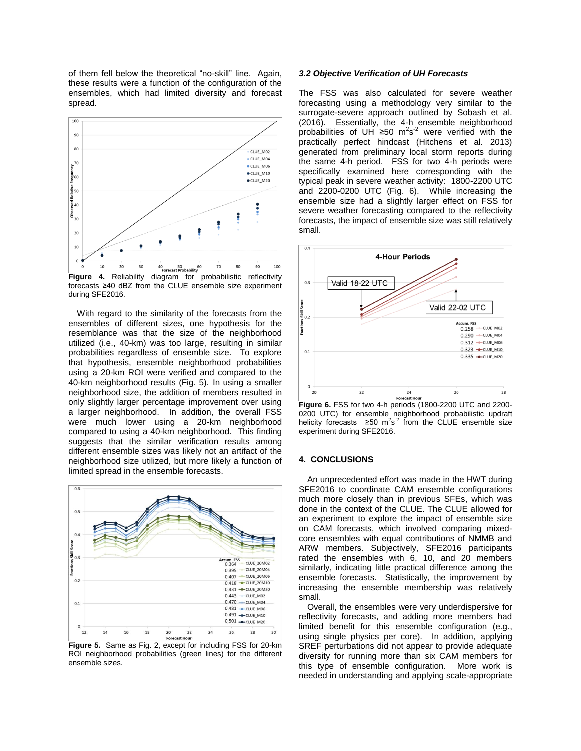of them fell below the theoretical "no-skill" line. Again, these results were a function of the configuration of the ensembles, which had limited diversity and forecast spread.

**Figure 4.** Reliability diagram for probabilistic reflectivity forecasts ≥40 dBZ from the CLUE ensemble size experiment during SFE2016.

With regard to the similarity of the forecasts from the ensembles of different sizes, one hypothesis for the resemblance was that the size of the neighborhood utilized (i.e., 40-km) was too large, resulting in similar probabilities regardless of ensemble size. To explore that hypothesis, ensemble neighborhood probabilities using a 20-km ROI were verified and compared to the 40-km neighborhood results (Fig. 5). In using a smaller neighborhood size, the addition of members resulted in only slightly larger percentage improvement over using a larger neighborhood. In addition, the overall FSS were much lower using a 20-km neighborhood compared to using a 40-km neighborhood. This finding suggests that the similar verification results among different ensemble sizes was likely not an artifact of the neighborhood size utilized, but more likely a function of limited spread in the ensemble forecasts.

**Figure 5.** Same as Fig. 2, except for including FSS for 20-km ROI neighborhood probabilities (green lines) for the different ensemble sizes.

### *3.2 Objective Verification of UH Forecasts*

The FSS was also calculated for severe weather forecasting using a methodology very similar to the surrogate-severe approach outlined by Sobash et al. (2016). Essentially, the 4-h ensemble neighborhood probabilities of UH ≥50 $m^2s^{-2}$ were verified with the practically perfect hindcast (Hitchens et al. 2013) generated from preliminary local storm reports during the same 4-h period. FSS for two 4-h periods were specifically examined here corresponding with the typical peak in severe weather activity: 1800-2200 UTC and 2200-0200 UTC (Fig. 6). While increasing the ensemble size had a slightly larger effect on FSS for severe weather forecasting compared to the reflectivity forecasts, the impact of ensemble size was still relatively small.

**Figure 6.** FSS for two 4-h periods (1800-2200 UTC and 2200-0200 UTC) for ensemble neighborhood probabilistic updraft helicity forecasts ≥50 $m^2s^{-2}$ from the CLUE ensemble size experiment during SFE2016.

## 4. CONCLUSIONS

An unprecedented effort was made in the HWT during SFE2016 to coordinate CAM ensemble configurations much more closely than in previous SFEs, which was done in the context of the CLUE. The CLUE allowed for an experiment to explore the impact of ensemble size on CAM forecasts, which involved comparing mixed-core ensembles with equal contributions of NMMB and ARW members. Subjectively, SFE2016 participants rated the ensembles with 6, 10, and 20 members similarly, indicating little practical difference among the ensemble forecasts. Statistically, the improvement by increasing the ensemble membership was relatively small.

Overall, the ensembles were very underdispersive for reflectivity forecasts, and adding more members had limited benefit for this ensemble configuration (e.g., using single physics per core). In addition, applying SREF perturbations did not appear to provide adequate diversity for running more than six CAM members for this type of ensemble configuration. More work is needed in understanding and applying scale-appropriate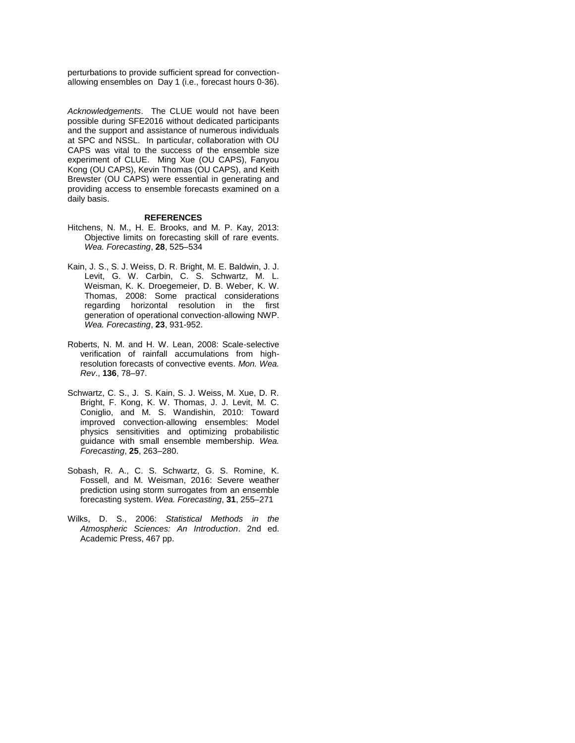perturbations to provide sufficient spread for convection-allowing ensembles on Day 1 (i.e., forecast hours 0-36).

*Acknowledgements*. The CLUE would not have been possible during SFE2016 without dedicated participants and the support and assistance of numerous individuals at SPC and NSSL. In particular, collaboration with OU CAPS was vital to the success of the ensemble size experiment of CLUE. Ming Xue (OU CAPS), Fanyou Kong (OU CAPS), Kevin Thomas (OU CAPS), and Keith Brewster (OU CAPS) were essential in generating and providing access to ensemble forecasts examined on a daily basis.

## REFERENCES

Hitchens, N. M., H. E. Brooks, and M. P. Kay, 2013: Objective limits on forecasting skill of rare events. *Wea. Forecasting*, **28**, 525–534

Kain, J. S., S. J. Weiss, D. R. Bright, M. E. Baldwin, J. J. Levit, G. W. Carbin, C. S. Schwartz, M. L. Weisman, K. K. Droegemeier, D. B. Weber, K. W. Thomas, 2008: Some practical considerations regarding horizontal resolution in the first generation of operational convection-allowing NWP. *Wea. Forecasting*, **23**, 931-952.

Roberts, N. M. and H. W. Lean, 2008: Scale-selective verification of rainfall accumulations from high-resolution forecasts of convective events. *Mon. Wea. Rev*., **136**, 78–97.

Schwartz, C. S., J. S. Kain, S. J. Weiss, M. Xue, D. R. Bright, F. Kong, K. W. Thomas, J. J. Levit, M. C. Coniglio, and M. S. Wandishin, 2010: Toward improved convection-allowing ensembles: Model physics sensitivities and optimizing probabilistic guidance with small ensemble membership. *Wea. Forecasting*, **25**, 263–280.

Sobash, R. A., C. S. Schwartz, G. S. Romine, K. Fossell, and M. Weisman, 2016: Severe weather prediction using storm surrogates from an ensemble forecasting system. *Wea. Forecasting*, **31**, 255–271

Wilks, D. S., 2006: *Statistical Methods in the Atmospheric Sciences: An Introduction*. 2nd ed. Academic Press, 467 pp.